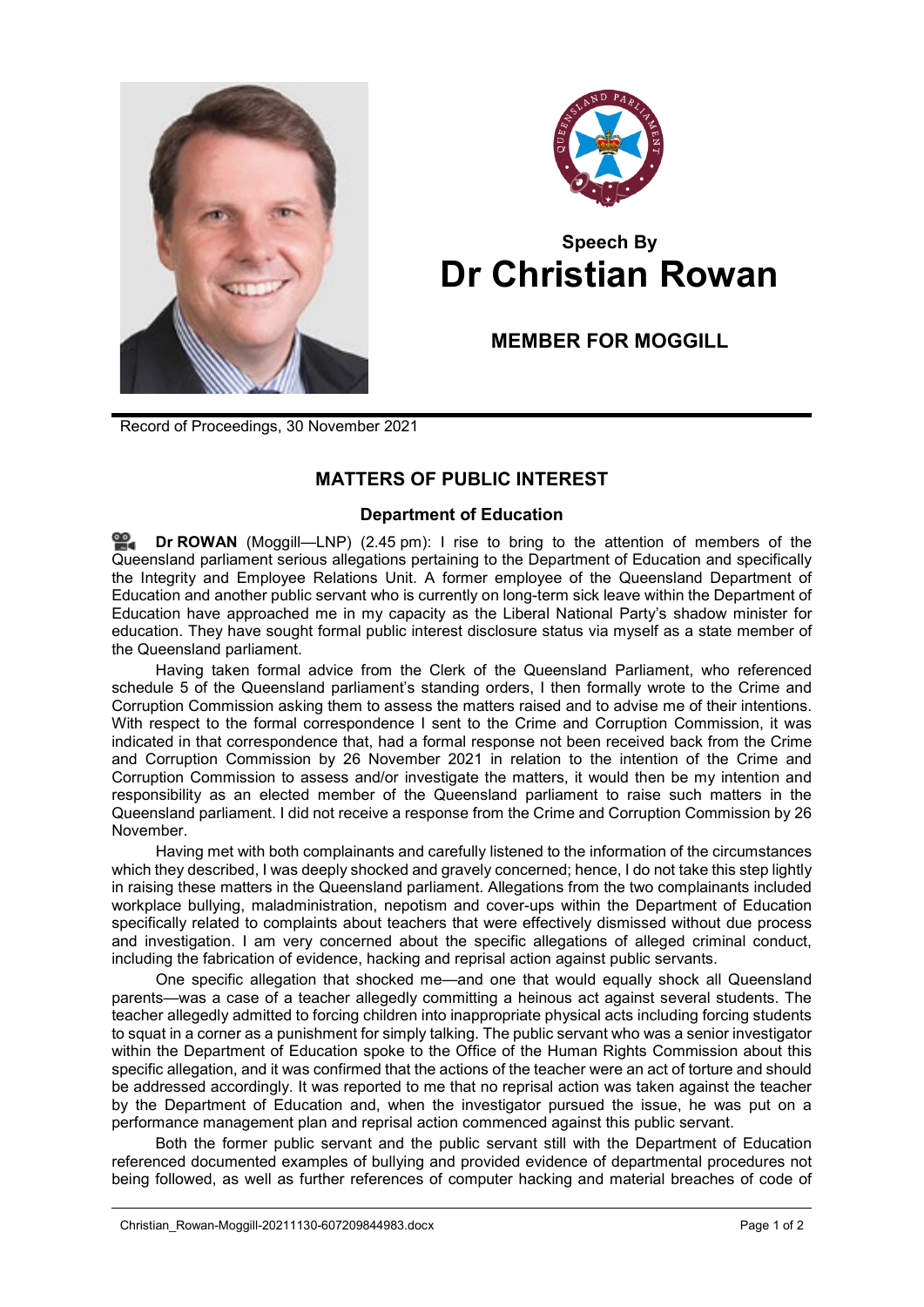## Speech By
# Dr Christian Rowan

### MEMBER FOR MOGGILL

Record of Proceedings, 30 November 2021

## MATTERS OF PUBLIC INTEREST

### Department of Education

**Dr ROWAN** (Moggill—LNP) (2.45 pm): I rise to bring to the attention of members of the Queensland parliament serious allegations pertaining to the Department of Education and specifically the Integrity and Employee Relations Unit. A former employee of the Queensland Department of Education and another public servant who is currently on long-term sick leave within the Department of Education have approached me in my capacity as the Liberal National Party's shadow minister for education. They have sought formal public interest disclosure status via myself as a state member of the Queensland parliament.

Having taken formal advice from the Clerk of the Queensland Parliament, who referenced schedule 5 of the Queensland parliament's standing orders, I then formally wrote to the Crime and Corruption Commission asking them to assess the matters raised and to advise me of their intentions. With respect to the formal correspondence I sent to the Crime and Corruption Commission, it was indicated in that correspondence that, had a formal response not been received back from the Crime and Corruption Commission by 26 November 2021 in relation to the intention of the Crime and Corruption Commission to assess and/or investigate the matters, it would then be my intention and responsibility as an elected member of the Queensland parliament to raise such matters in the Queensland parliament. I did not receive a response from the Crime and Corruption Commission by 26 November.

Having met with both complainants and carefully listened to the information of the circumstances which they described, I was deeply shocked and gravely concerned; hence, I do not take this step lightly in raising these matters in the Queensland parliament. Allegations from the two complainants included workplace bullying, maladministration, nepotism and cover-ups within the Department of Education specifically related to complaints about teachers that were effectively dismissed without due process and investigation. I am very concerned about the specific allegations of alleged criminal conduct, including the fabrication of evidence, hacking and reprisal action against public servants.

One specific allegation that shocked me—and one that would equally shock all Queensland parents—was a case of a teacher allegedly committing a heinous act against several students. The teacher allegedly admitted to forcing children into inappropriate physical acts including forcing students to squat in a corner as a punishment for simply talking. The public servant who was a senior investigator within the Department of Education spoke to the Office of the Human Rights Commission about this specific allegation, and it was confirmed that the actions of the teacher were an act of torture and should be addressed accordingly. It was reported to me that no reprisal action was taken against the teacher by the Department of Education and, when the investigator pursued the issue, he was put on a performance management plan and reprisal action commenced against this public servant.

Both the former public servant and the public servant still with the Department of Education referenced documented examples of bullying and provided evidence of departmental procedures not being followed, as well as further references of computer hacking and material breaches of code of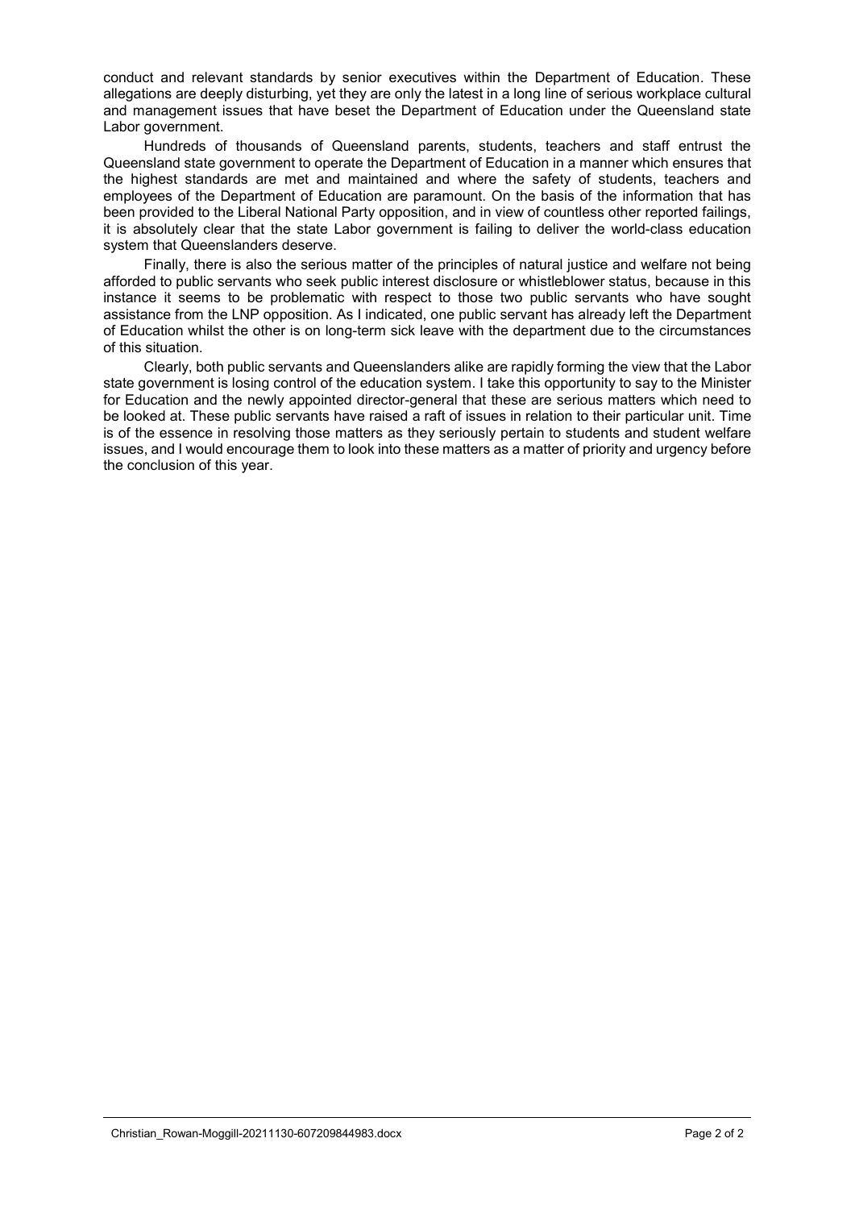conduct and relevant standards by senior executives within the Department of Education. These allegations are deeply disturbing, yet they are only the latest in a long line of serious workplace cultural and management issues that have beset the Department of Education under the Queensland state Labor government.

Hundreds of thousands of Queensland parents, students, teachers and staff entrust the Queensland state government to operate the Department of Education in a manner which ensures that the highest standards are met and maintained and where the safety of students, teachers and employees of the Department of Education are paramount. On the basis of the information that has been provided to the Liberal National Party opposition, and in view of countless other reported failings, it is absolutely clear that the state Labor government is failing to deliver the world-class education system that Queenslanders deserve.

Finally, there is also the serious matter of the principles of natural justice and welfare not being afforded to public servants who seek public interest disclosure or whistleblower status, because in this instance it seems to be problematic with respect to those two public servants who have sought assistance from the LNP opposition. As I indicated, one public servant has already left the Department of Education whilst the other is on long-term sick leave with the department due to the circumstances of this situation.

Clearly, both public servants and Queenslanders alike are rapidly forming the view that the Labor state government is losing control of the education system. I take this opportunity to say to the Minister for Education and the newly appointed director-general that these are serious matters which need to be looked at. These public servants have raised a raft of issues in relation to their particular unit. Time is of the essence in resolving those matters as they seriously pertain to students and student welfare issues, and I would encourage them to look into these matters as a matter of priority and urgency before the conclusion of this year.